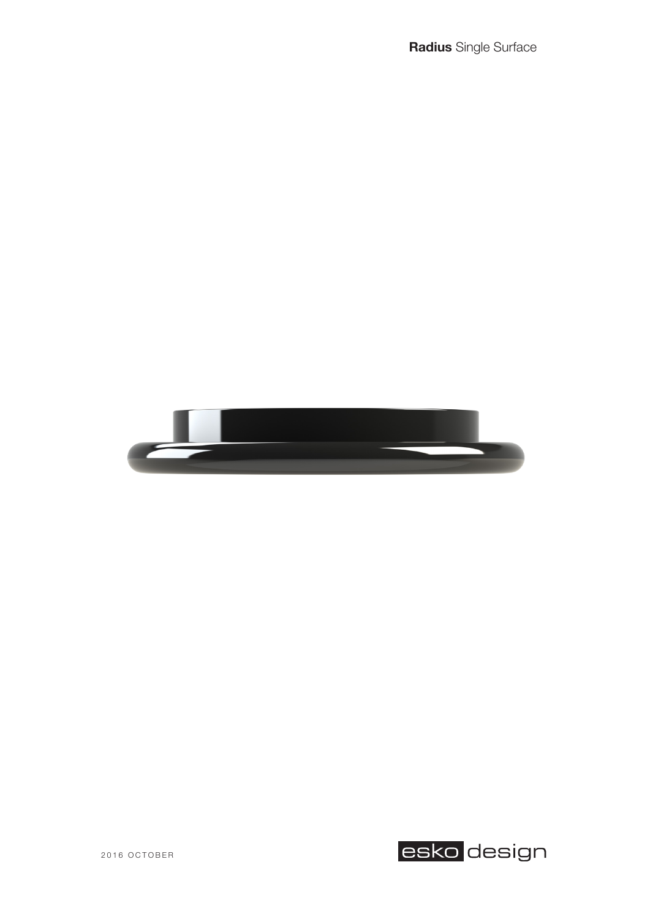**Radius** Single Surface

2016 OCTOBER

esko design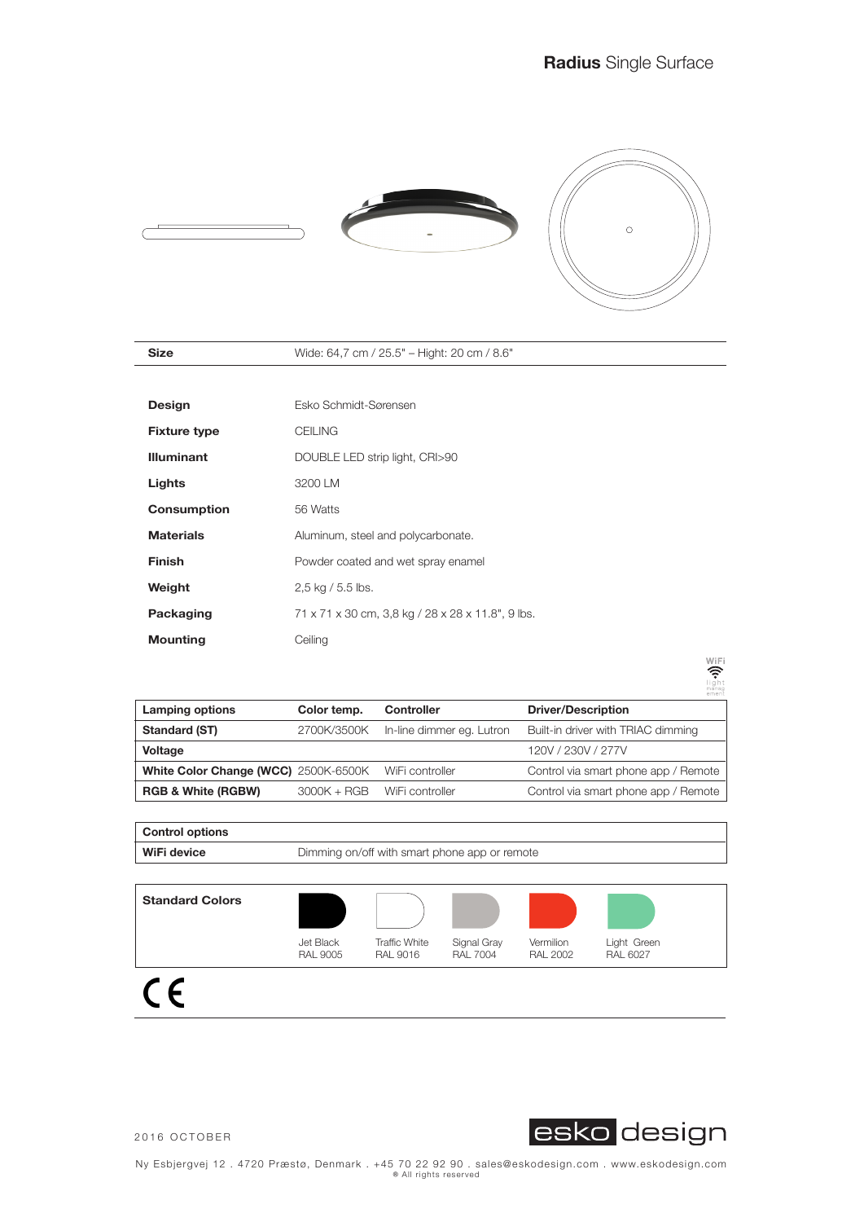# **Radius** Single Surface

| **Size** | Wide: 64,7 cm / 25.5" – Hight: 20 cm / 8.6" |
|---|---|

| | |
|---|---|
| **Design** | Esko Schmidt-Sørensen |
| **Fixture type** | CEILING |
| **Illuminant** | DOUBLE LED strip light, CRI>90 |
| **Lights** | 3200 LM |
| **Consumption** | 56 Watts |
| **Materials** | Aluminum, steel and polycarbonate. |
| **Finish** | Powder coated and wet spray enamel |
| **Weight** | 2,5 kg / 5.5 lbs. |
| **Packaging** | 71 x 71 x 30 cm, 3,8 kg / 28 x 28 x 11.8", 9 lbs. |
| **Mounting** | Ceiling |

WiFi light management

| **Lamping options** | **Color temp.** | **Controller** | **Driver/Description** |
|---|---|---|---|
| **Standard (ST)** | 2700K/3500K | In-line dimmer eg. Lutron | Built-in driver with TRIAC dimming |
| **Voltage** | | | 120V / 230V / 277V |
| **White Color Change (WCC)** | 2500K-6500K | WiFi controller | Control via smart phone app / Remote |
| **RGB & White (RGBW)** | 3000K + RGB | WiFi controller | Control via smart phone app / Remote |

| **Control options** | |
|---|---|
| **WiFi device** | Dimming on/off with smart phone app or remote |

| **Standard Colors** | | | | |
|---|---|---|---|---|
| Jet Black RAL 9005 | Traffic White RAL 9016 | Signal Gray RAL 7004 | Vermilion RAL 2002 | Light Green RAL 6027 |

CE

2016 OCTOBER

esko design

Ny Esbjergvej 12 . 4720 Præstø, Denmark . +45 70 22 92 90 . sales@eskodesign.com . www.eskodesign.com
® All rights reserved